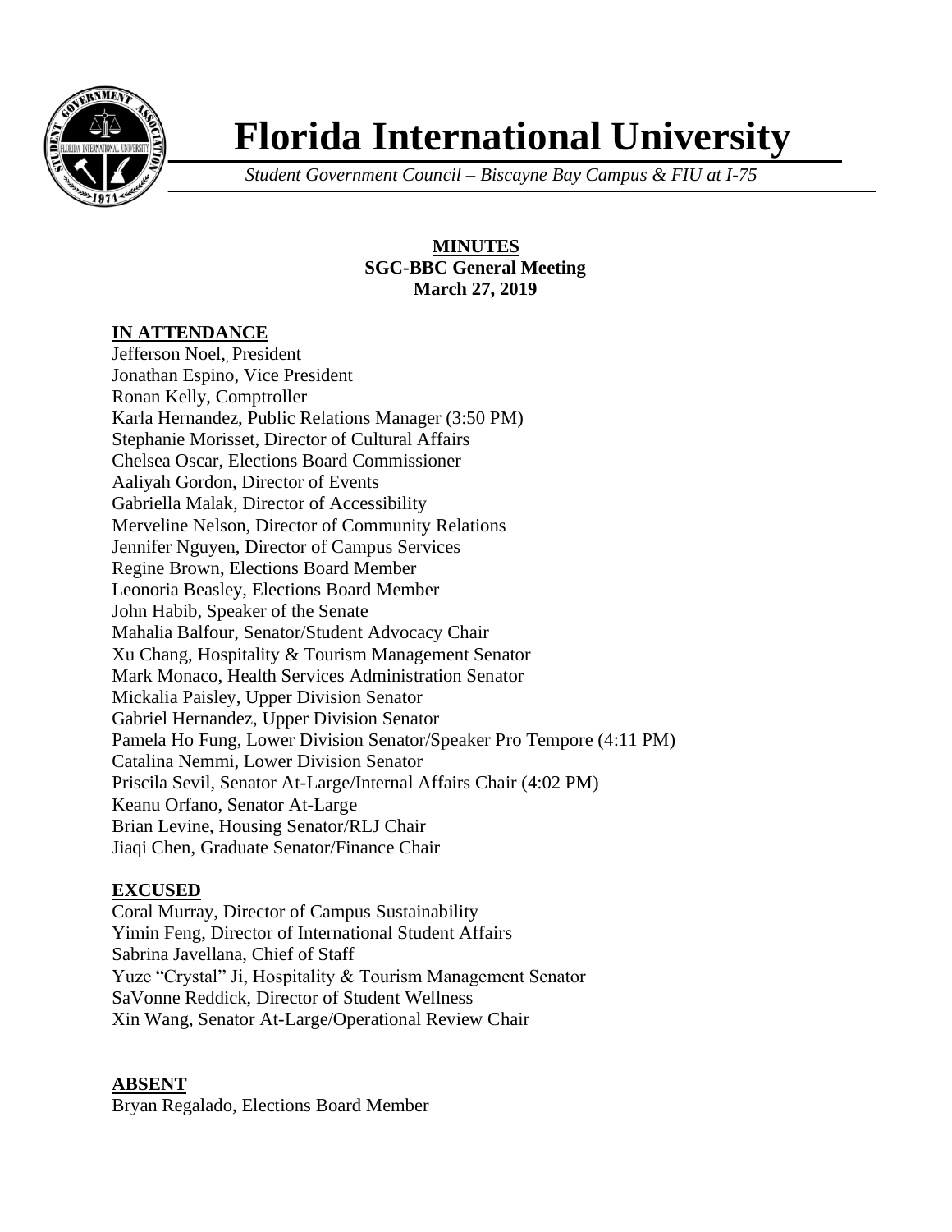# Florida International University

*Student Government Council – Biscayne Bay Campus & FIU at I-75*

**MINUTES**
**SGC-BBC General Meeting**
**March 27, 2019**

## IN ATTENDANCE

Jefferson Noel,, President
Jonathan Espino, Vice President
Ronan Kelly, Comptroller
Karla Hernandez, Public Relations Manager (3:50 PM)
Stephanie Morisset, Director of Cultural Affairs
Chelsea Oscar, Elections Board Commissioner
Aaliyah Gordon, Director of Events
Gabriella Malak, Director of Accessibility
Merveline Nelson, Director of Community Relations
Jennifer Nguyen, Director of Campus Services
Regine Brown, Elections Board Member
Leonoria Beasley, Elections Board Member
John Habib, Speaker of the Senate
Mahalia Balfour, Senator/Student Advocacy Chair
Xu Chang, Hospitality & Tourism Management Senator
Mark Monaco, Health Services Administration Senator
Mickalia Paisley, Upper Division Senator
Gabriel Hernandez, Upper Division Senator
Pamela Ho Fung, Lower Division Senator/Speaker Pro Tempore (4:11 PM)
Catalina Nemmi, Lower Division Senator
Priscila Sevil, Senator At-Large/Internal Affairs Chair (4:02 PM)
Keanu Orfano, Senator At-Large
Brian Levine, Housing Senator/RLJ Chair
Jiaqi Chen, Graduate Senator/Finance Chair

## EXCUSED

Coral Murray, Director of Campus Sustainability
Yimin Feng, Director of International Student Affairs
Sabrina Javellana, Chief of Staff
Yuze "Crystal" Ji, Hospitality & Tourism Management Senator
SaVonne Reddick, Director of Student Wellness
Xin Wang, Senator At-Large/Operational Review Chair

## ABSENT

Bryan Regalado, Elections Board Member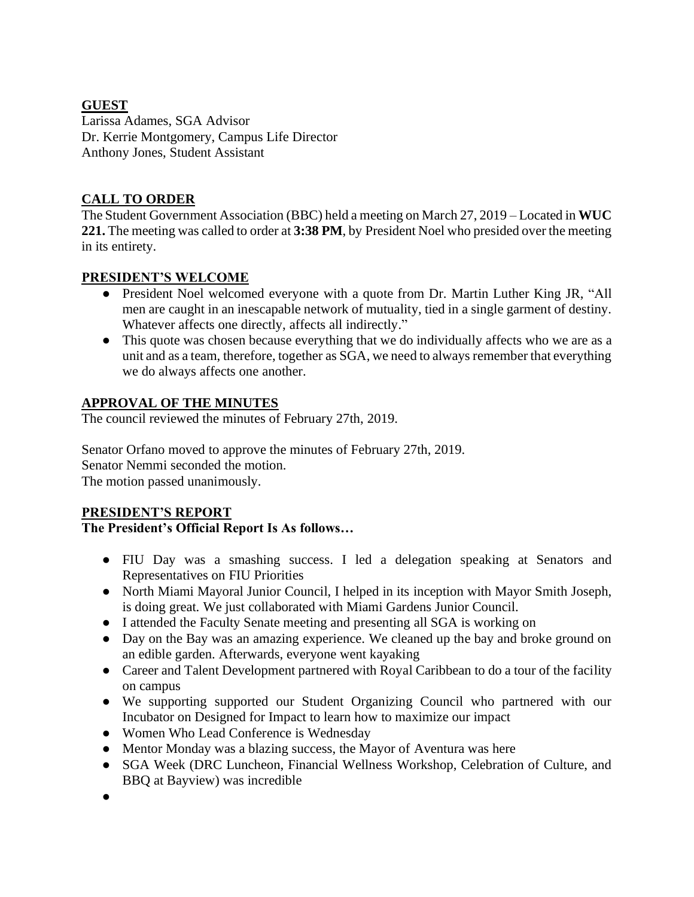## GUEST

Larissa Adames, SGA Advisor
Dr. Kerrie Montgomery, Campus Life Director
Anthony Jones, Student Assistant

## CALL TO ORDER

The Student Government Association (BBC) held a meeting on March 27, 2019 – Located in **WUC 221.** The meeting was called to order at **3:38 PM**, by President Noel who presided over the meeting in its entirety.

## PRESIDENT'S WELCOME

- President Noel welcomed everyone with a quote from Dr. Martin Luther King JR, "All men are caught in an inescapable network of mutuality, tied in a single garment of destiny. Whatever affects one directly, affects all indirectly."
- This quote was chosen because everything that we do individually affects who we are as a unit and as a team, therefore, together as SGA, we need to always remember that everything we do always affects one another.

## APPROVAL OF THE MINUTES

The council reviewed the minutes of February 27th, 2019.

Senator Orfano moved to approve the minutes of February 27th, 2019.
Senator Nemmi seconded the motion.
The motion passed unanimously.

## PRESIDENT'S REPORT

**The President's Official Report Is As follows…**

- FIU Day was a smashing success. I led a delegation speaking at Senators and Representatives on FIU Priorities
- North Miami Mayoral Junior Council, I helped in its inception with Mayor Smith Joseph, is doing great. We just collaborated with Miami Gardens Junior Council.
- I attended the Faculty Senate meeting and presenting all SGA is working on
- Day on the Bay was an amazing experience. We cleaned up the bay and broke ground on an edible garden. Afterwards, everyone went kayaking
- Career and Talent Development partnered with Royal Caribbean to do a tour of the facility on campus
- We supporting supported our Student Organizing Council who partnered with our Incubator on Designed for Impact to learn how to maximize our impact
- Women Who Lead Conference is Wednesday
- Mentor Monday was a blazing success, the Mayor of Aventura was here
- SGA Week (DRC Luncheon, Financial Wellness Workshop, Celebration of Culture, and BBQ at Bayview) was incredible
-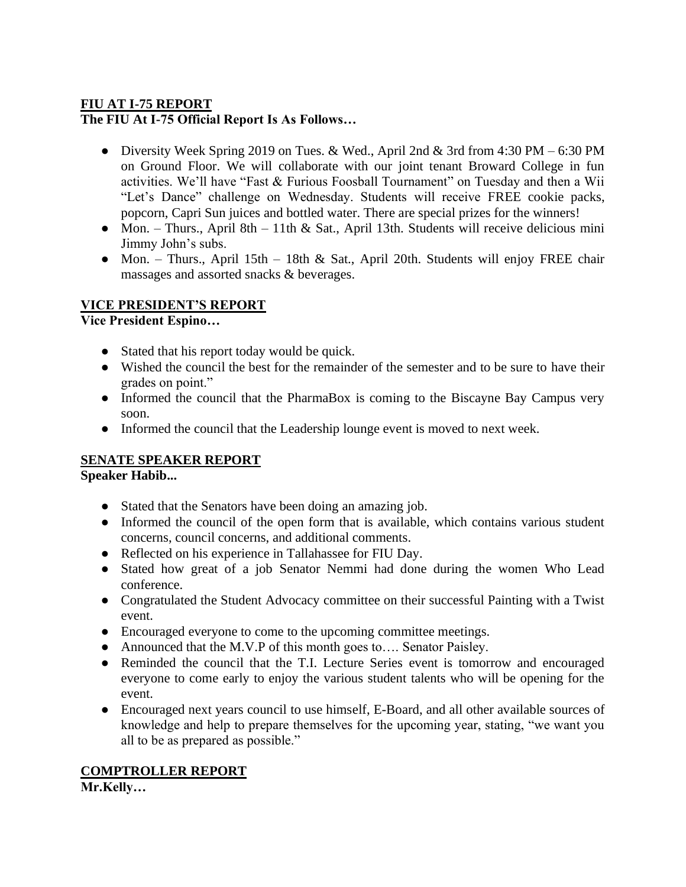## FIU AT I-75 REPORT

**The FIU At I-75 Official Report Is As Follows…**

- Diversity Week Spring 2019 on Tues. & Wed., April 2nd & 3rd from 4:30 PM – 6:30 PM on Ground Floor. We will collaborate with our joint tenant Broward College in fun activities. We'll have "Fast & Furious Foosball Tournament" on Tuesday and then a Wii "Let's Dance" challenge on Wednesday. Students will receive FREE cookie packs, popcorn, Capri Sun juices and bottled water. There are special prizes for the winners!
- Mon. – Thurs., April 8th – 11th & Sat., April 13th. Students will receive delicious mini Jimmy John's subs.
- Mon. – Thurs., April 15th – 18th & Sat., April 20th. Students will enjoy FREE chair massages and assorted snacks & beverages.

## VICE PRESIDENT'S REPORT

**Vice President Espino…**

- Stated that his report today would be quick.
- Wished the council the best for the remainder of the semester and to be sure to have their grades on point."
- Informed the council that the PharmaBox is coming to the Biscayne Bay Campus very soon.
- Informed the council that the Leadership lounge event is moved to next week.

## SENATE SPEAKER REPORT

**Speaker Habib...**

- Stated that the Senators have been doing an amazing job.
- Informed the council of the open form that is available, which contains various student concerns, council concerns, and additional comments.
- Reflected on his experience in Tallahassee for FIU Day.
- Stated how great of a job Senator Nemmi had done during the women Who Lead conference.
- Congratulated the Student Advocacy committee on their successful Painting with a Twist event.
- Encouraged everyone to come to the upcoming committee meetings.
- Announced that the M.V.P of this month goes to…. Senator Paisley.
- Reminded the council that the T.I. Lecture Series event is tomorrow and encouraged everyone to come early to enjoy the various student talents who will be opening for the event.
- Encouraged next years council to use himself, E-Board, and all other available sources of knowledge and help to prepare themselves for the upcoming year, stating, "we want you all to be as prepared as possible."

## COMPTROLLER REPORT

**Mr.Kelly…**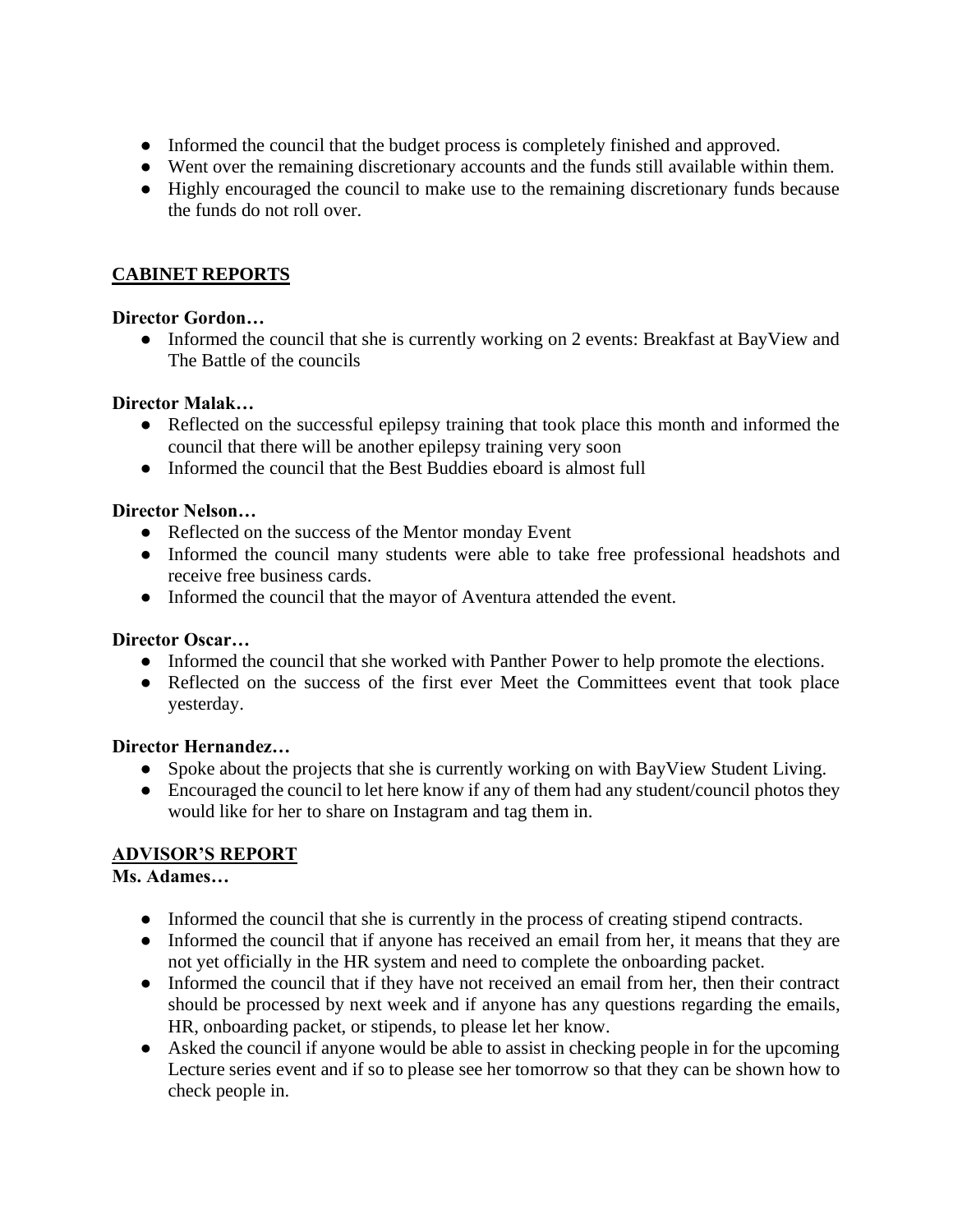- Informed the council that the budget process is completely finished and approved.
- Went over the remaining discretionary accounts and the funds still available within them.
- Highly encouraged the council to make use to the remaining discretionary funds because the funds do not roll over.

## CABINET REPORTS

**Director Gordon…**

- Informed the council that she is currently working on 2 events: Breakfast at BayView and The Battle of the councils

**Director Malak…**

- Reflected on the successful epilepsy training that took place this month and informed the council that there will be another epilepsy training very soon
- Informed the council that the Best Buddies eboard is almost full

**Director Nelson…**

- Reflected on the success of the Mentor monday Event
- Informed the council many students were able to take free professional headshots and receive free business cards.
- Informed the council that the mayor of Aventura attended the event.

**Director Oscar…**

- Informed the council that she worked with Panther Power to help promote the elections.
- Reflected on the success of the first ever Meet the Committees event that took place yesterday.

**Director Hernandez…**

- Spoke about the projects that she is currently working on with BayView Student Living.
- Encouraged the council to let here know if any of them had any student/council photos they would like for her to share on Instagram and tag them in.

## ADVISOR'S REPORT

**Ms. Adames…**

- Informed the council that she is currently in the process of creating stipend contracts.
- Informed the council that if anyone has received an email from her, it means that they are not yet officially in the HR system and need to complete the onboarding packet.
- Informed the council that if they have not received an email from her, then their contract should be processed by next week and if anyone has any questions regarding the emails, HR, onboarding packet, or stipends, to please let her know.
- Asked the council if anyone would be able to assist in checking people in for the upcoming Lecture series event and if so to please see her tomorrow so that they can be shown how to check people in.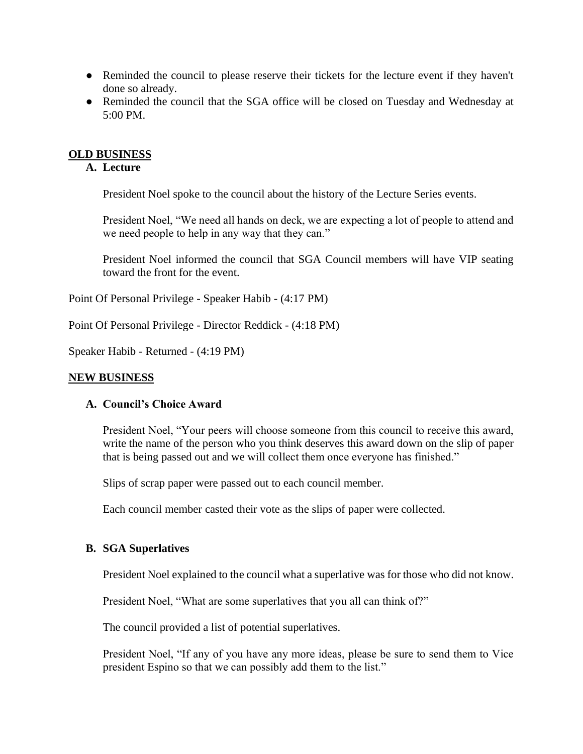- Reminded the council to please reserve their tickets for the lecture event if they haven't done so already.
- Reminded the council that the SGA office will be closed on Tuesday and Wednesday at 5:00 PM.

## OLD BUSINESS

### A. Lecture

President Noel spoke to the council about the history of the Lecture Series events.

President Noel, "We need all hands on deck, we are expecting a lot of people to attend and we need people to help in any way that they can."

President Noel informed the council that SGA Council members will have VIP seating toward the front for the event.

Point Of Personal Privilege - Speaker Habib - (4:17 PM)

Point Of Personal Privilege - Director Reddick - (4:18 PM)

Speaker Habib - Returned - (4:19 PM)

## NEW BUSINESS

### A. Council's Choice Award

President Noel, "Your peers will choose someone from this council to receive this award, write the name of the person who you think deserves this award down on the slip of paper that is being passed out and we will collect them once everyone has finished."

Slips of scrap paper were passed out to each council member.

Each council member casted their vote as the slips of paper were collected.

### B. SGA Superlatives

President Noel explained to the council what a superlative was for those who did not know.

President Noel, "What are some superlatives that you all can think of?"

The council provided a list of potential superlatives.

President Noel, "If any of you have any more ideas, please be sure to send them to Vice president Espino so that we can possibly add them to the list."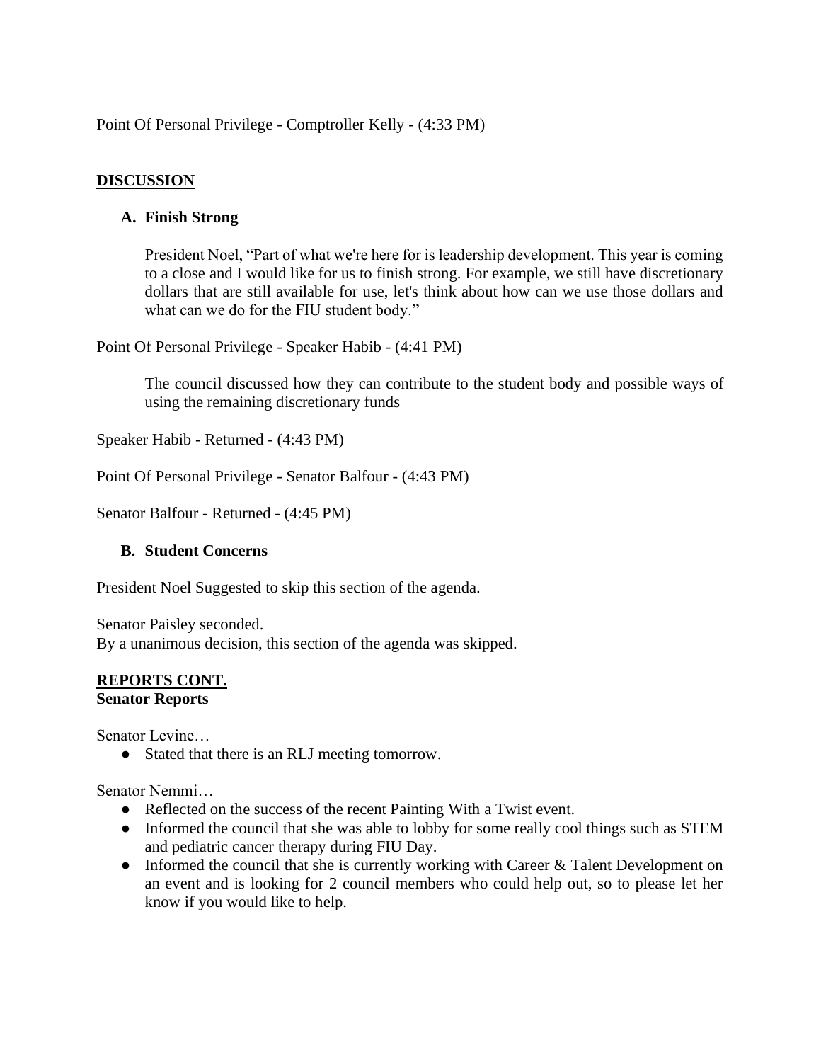Point Of Personal Privilege - Comptroller Kelly - (4:33 PM)

## DISCUSSION

### A. Finish Strong

President Noel, "Part of what we're here for is leadership development. This year is coming to a close and I would like for us to finish strong. For example, we still have discretionary dollars that are still available for use, let's think about how can we use those dollars and what can we do for the FIU student body."

Point Of Personal Privilege - Speaker Habib - (4:41 PM)

The council discussed how they can contribute to the student body and possible ways of using the remaining discretionary funds

Speaker Habib - Returned - (4:43 PM)

Point Of Personal Privilege - Senator Balfour - (4:43 PM)

Senator Balfour - Returned - (4:45 PM)

### B. Student Concerns

President Noel Suggested to skip this section of the agenda.

Senator Paisley seconded.
By a unanimous decision, this section of the agenda was skipped.

## REPORTS CONT.

**Senator Reports**

Senator Levine…

- Stated that there is an RLJ meeting tomorrow.

Senator Nemmi…

- Reflected on the success of the recent Painting With a Twist event.
- Informed the council that she was able to lobby for some really cool things such as STEM and pediatric cancer therapy during FIU Day.
- Informed the council that she is currently working with Career & Talent Development on an event and is looking for 2 council members who could help out, so to please let her know if you would like to help.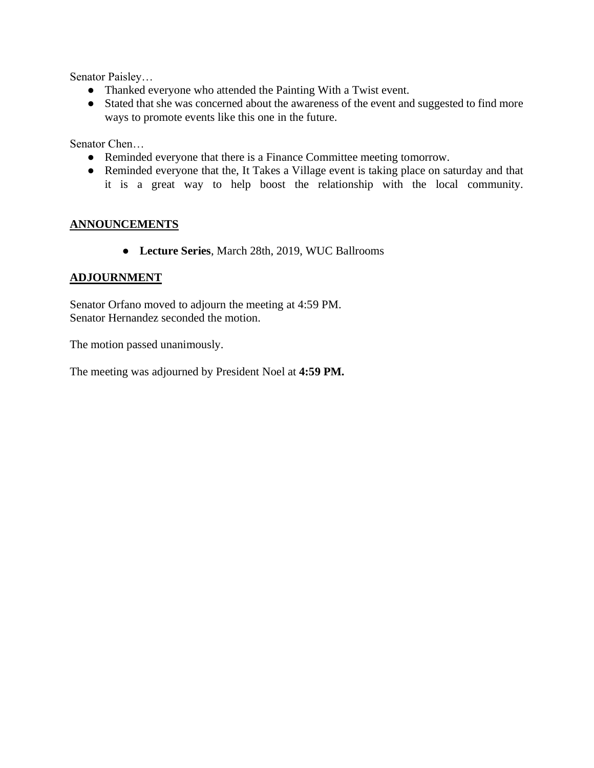Senator Paisley…

- Thanked everyone who attended the Painting With a Twist event.
- Stated that she was concerned about the awareness of the event and suggested to find more ways to promote events like this one in the future.

Senator Chen…

- Reminded everyone that there is a Finance Committee meeting tomorrow.
- Reminded everyone that the, It Takes a Village event is taking place on saturday and that it is a great way to help boost the relationship with the local community.

## ANNOUNCEMENTS

- **Lecture Series**, March 28th, 2019, WUC Ballrooms

## ADJOURNMENT

Senator Orfano moved to adjourn the meeting at 4:59 PM.
Senator Hernandez seconded the motion.

The motion passed unanimously.

The meeting was adjourned by President Noel at **4:59 PM.**